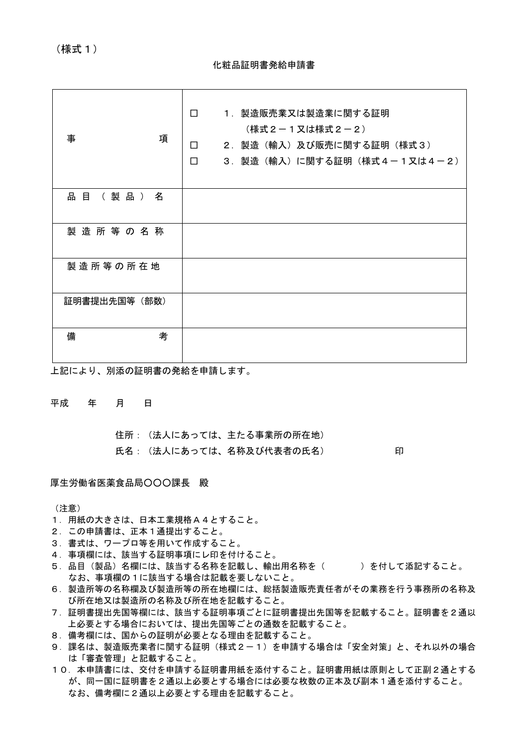（様式１）

# 化粧品証明書発給申請書

| 事　　　　　項 | ☐　　１．製造販売業又は製造業に関する証明<br>　　　　（様式２－１又は様式２－２）<br>☐　　２．製造（輸入）及び販売に関する証明（様式３）<br>☐　　３．製造（輸入）に関する証明（様式４－１又は４－２） |
| --- | --- |
| 品目（製品）名 | |
| 製造所等の名称 | |
| 製造所等の所在地 | |
| 証明書提出先国等（部数） | |
| 備　　　　　考 | |

上記により、別添の証明書の発給を申請します。

平成　　年　　月　　日

住所：（法人にあっては、主たる事業所の所在地）

氏名：（法人にあっては、名称及び代表者の氏名）　　　　　　　印

厚生労働省医薬食品局〇〇〇課長　殿

（注意）

１．用紙の大きさは、日本工業規格Ａ４とすること。
２．この申請書は、正本１通提出すること。
３．書式は、ワープロ等を用いて作成すること。
４．事項欄には、該当する証明事項にレ印を付けること。
５．品目（製品）名欄には、該当する名称を記載し、輸出用名称を（　　　　）を付して添記すること。なお、事項欄の１に該当する場合は記載を要しないこと。
６．製造所等の名称欄及び製造所等の所在地欄には、総括製造販売責任者がその業務を行う事務所の名称及び所在地又は製造所の名称及び所在地を記載すること。
７．証明書提出先国等欄には、該当する証明事項ごとに証明書提出先国等を記載すること。証明書を２通以上必要とする場合においては、提出先国等ごとの通数を記載すること。
８．備考欄には、国からの証明が必要となる理由を記載すること。
９．課名は、製造販売業者に関する証明（様式２－１）を申請する場合は「安全対策」と、それ以外の場合は「審査管理」と記載すること。
１０．本申請書には、交付を申請する証明書用紙を添付すること。証明書用紙は原則として正副２通とするが、同一国に証明書を２通以上必要とする場合には必要な枚数の正本及び副本１通を添付すること。なお、備考欄に２通以上必要とする理由を記載すること。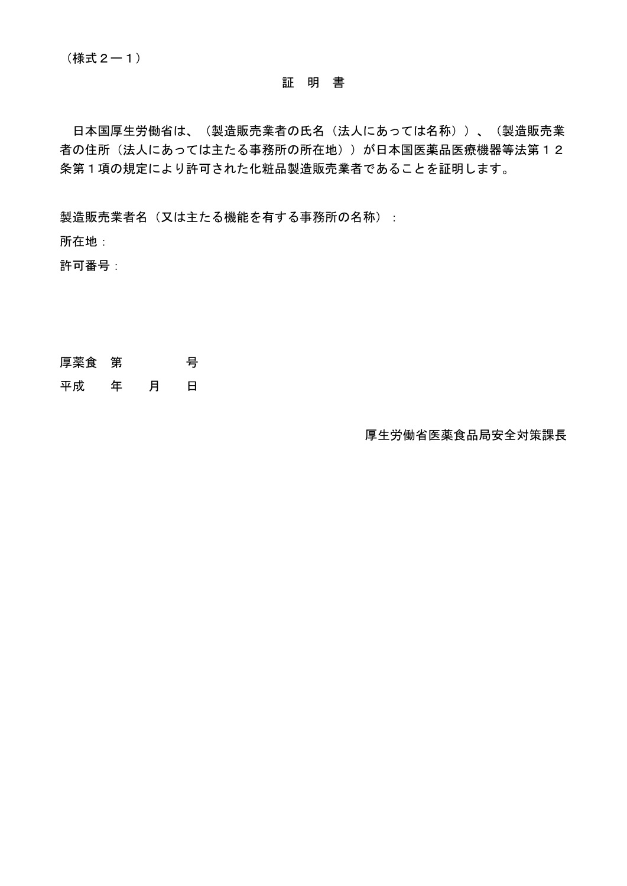（様式２―１）

# 証　明　書

日本国厚生労働省は、（製造販売業者の氏名（法人にあっては名称））、（製造販売業者の住所（法人にあっては主たる事務所の所在地））が日本国医薬品医療機器等法第１２条第１項の規定により許可された化粧品製造販売業者であることを証明します。

製造販売業者名（又は主たる機能を有する事務所の名称）：

所在地：

許可番号：

厚薬食　第　　　　　号

平成　　年　　月　　日

厚生労働省医薬食品局安全対策課長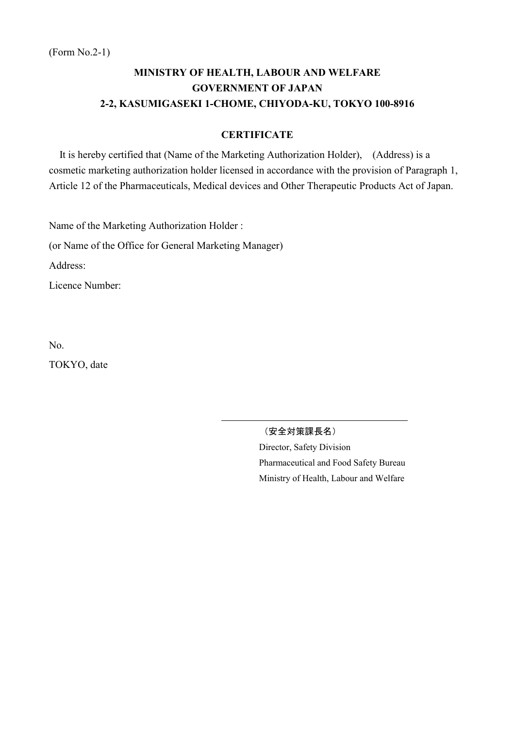(Form No.2-1)

**MINISTRY OF HEALTH, LABOUR AND WELFARE**
**GOVERNMENT OF JAPAN**
**2-2, KASUMIGASEKI 1-CHOME, CHIYODA-KU, TOKYO 100-8916**

## CERTIFICATE

It is hereby certified that (Name of the Marketing Authorization Holder), (Address) is a cosmetic marketing authorization holder licensed in accordance with the provision of Paragraph 1, Article 12 of the Pharmaceuticals, Medical devices and Other Therapeutic Products Act of Japan.

Name of the Marketing Authorization Holder :

(or Name of the Office for General Marketing Manager)

Address:

Licence Number:

No.

TOKYO, date

\_\_\_\_\_\_\_\_\_\_\_\_\_\_\_\_\_\_\_\_\_\_\_\_\_\_\_\_\_\_\_\_

（安全対策課長名）

Director, Safety Division

Pharmaceutical and Food Safety Bureau

Ministry of Health, Labour and Welfare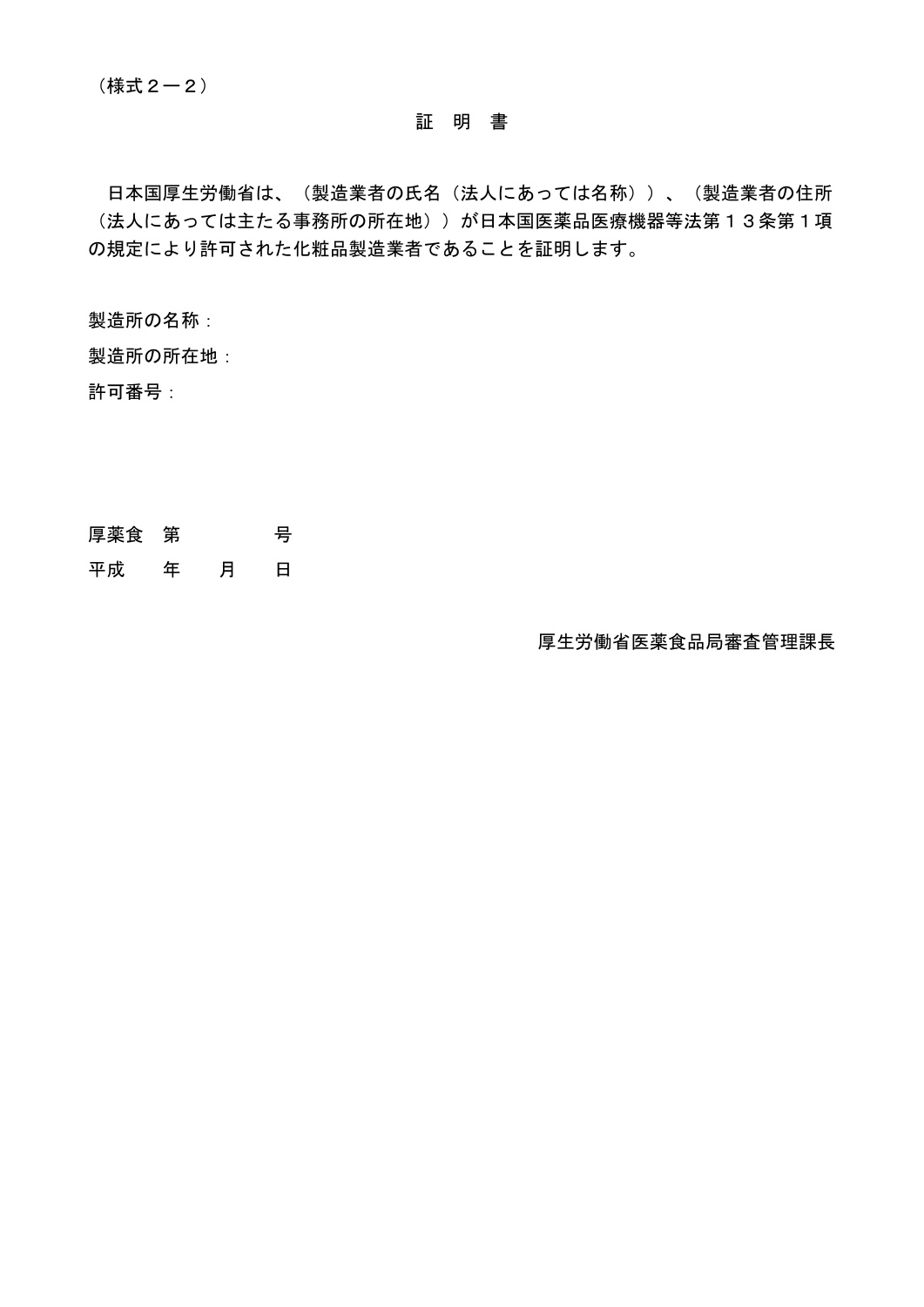（様式２－２）

# 証　明　書

日本国厚生労働省は、（製造業者の氏名（法人にあっては名称））、（製造業者の住所（法人にあっては主たる事務所の所在地））が日本国医薬品医療機器等法第１３条第１項の規定により許可された化粧品製造業者であることを証明します。

製造所の名称：

製造所の所在地：

許可番号：

厚薬食　第　　　　　号

平成　　年　　月　　日

厚生労働省医薬食品局審査管理課長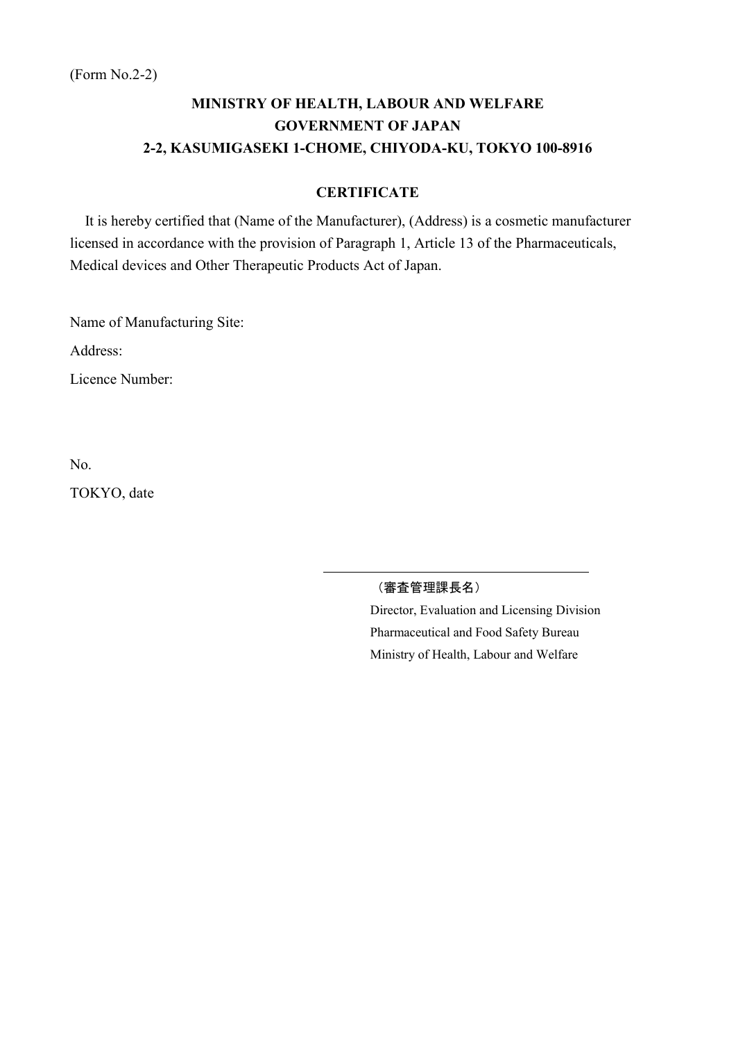(Form No.2-2)

**MINISTRY OF HEALTH, LABOUR AND WELFARE**
**GOVERNMENT OF JAPAN**
**2-2, KASUMIGASEKI 1-CHOME, CHIYODA-KU, TOKYO 100-8916**

**CERTIFICATE**

It is hereby certified that (Name of the Manufacturer), (Address) is a cosmetic manufacturer licensed in accordance with the provision of Paragraph 1, Article 13 of the Pharmaceuticals, Medical devices and Other Therapeutic Products Act of Japan.

Name of Manufacturing Site:

Address:

Licence Number:

No.

TOKYO, date

\_\_\_\_\_\_\_\_\_\_\_\_\_\_\_\_\_\_\_\_\_\_\_\_\_\_\_\_\_\_\_\_\_\_\_\_

（審査管理課長名）

Director, Evaluation and Licensing Division
Pharmaceutical and Food Safety Bureau
Ministry of Health, Labour and Welfare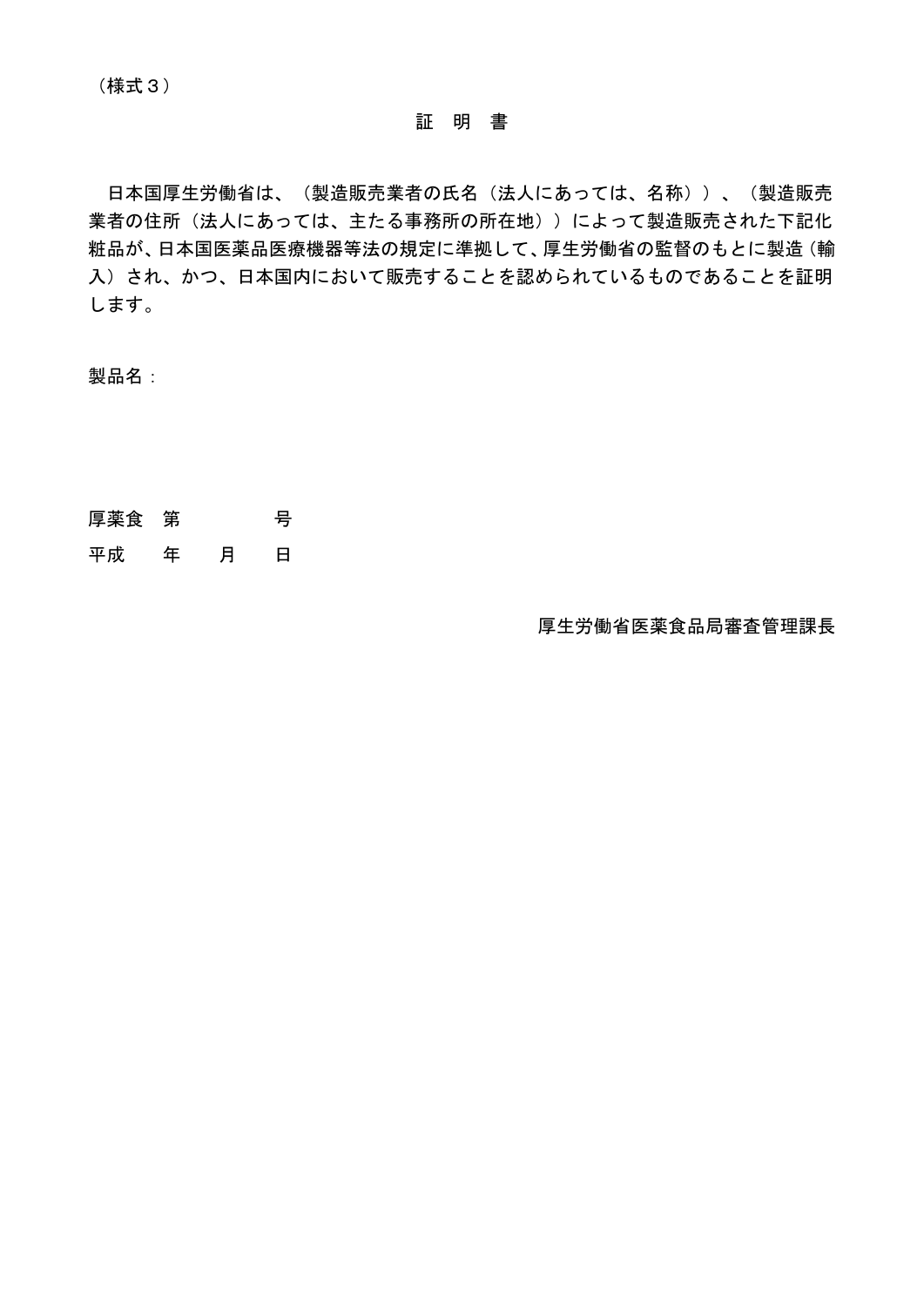（様式３）

# 証　明　書

　日本国厚生労働省は、（製造販売業者の氏名（法人にあっては、名称））、（製造販売業者の住所（法人にあっては、主たる事務所の所在地））によって製造販売された下記化粧品が、日本国医薬品医療機器等法の規定に準拠して、厚生労働省の監督のもとに製造（輸入）され、かつ、日本国内において販売することを認められているものであることを証明します。

製品名：

厚薬食　第　　　　　号

平成　　年　　月　　日

厚生労働省医薬食品局審査管理課長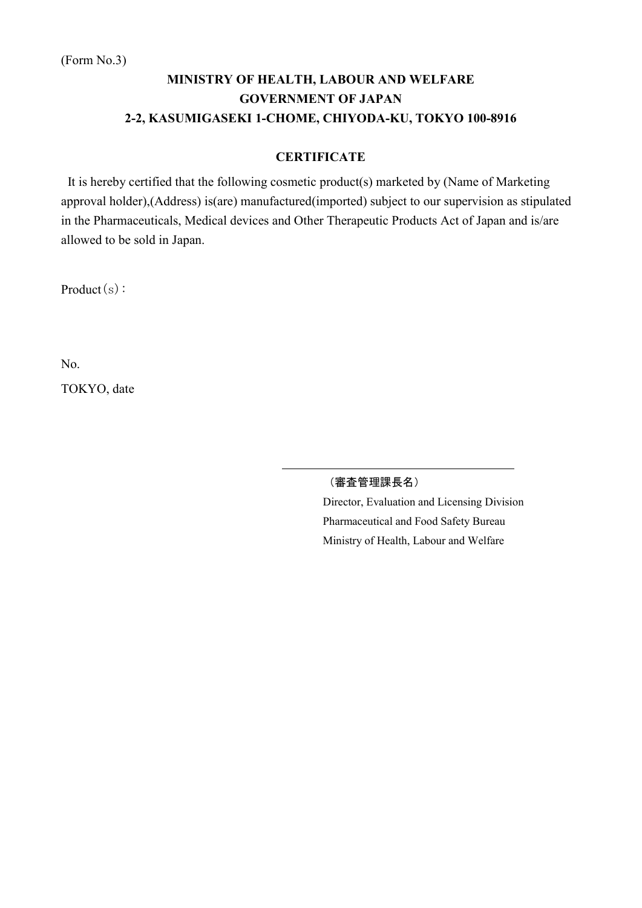(Form No.3)

**MINISTRY OF HEALTH, LABOUR AND WELFARE**
**GOVERNMENT OF JAPAN**
**2-2, KASUMIGASEKI 1-CHOME, CHIYODA-KU, TOKYO 100-8916**

**CERTIFICATE**

It is hereby certified that the following cosmetic product(s) marketed by (Name of Marketing approval holder),(Address) is(are) manufactured(imported) subject to our supervision as stipulated in the Pharmaceuticals, Medical devices and Other Therapeutic Products Act of Japan and is/are allowed to be sold in Japan.

Product（s）:

No.

TOKYO, date

\_\_\_\_\_\_\_\_\_\_\_\_\_\_\_\_\_\_\_\_\_\_\_\_\_\_\_\_\_\_\_\_\_\_\_\_

（審査管理課長名）

Director, Evaluation and Licensing Division

Pharmaceutical and Food Safety Bureau

Ministry of Health, Labour and Welfare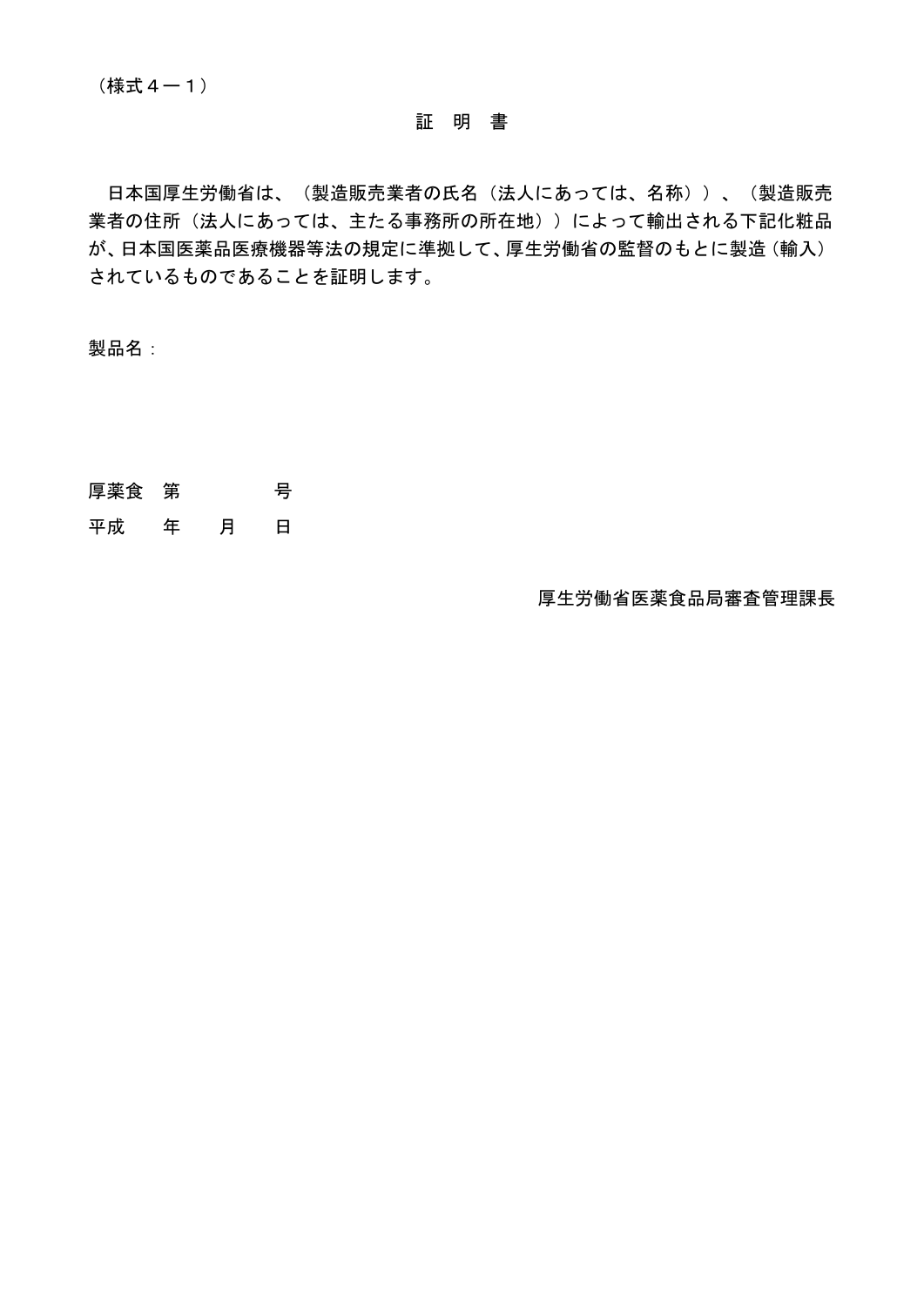（様式４－１）

# 証　明　書

日本国厚生労働省は、（製造販売業者の氏名（法人にあっては、名称））、（製造販売業者の住所（法人にあっては、主たる事務所の所在地））によって輸出される下記化粧品が、日本国医薬品医療機器等法の規定に準拠して、厚生労働省の監督のもとに製造（輸入）されているものであることを証明します。

製品名：

厚薬食　第　　　　　号

平成　　年　　月　　日

厚生労働省医薬食品局審査管理課長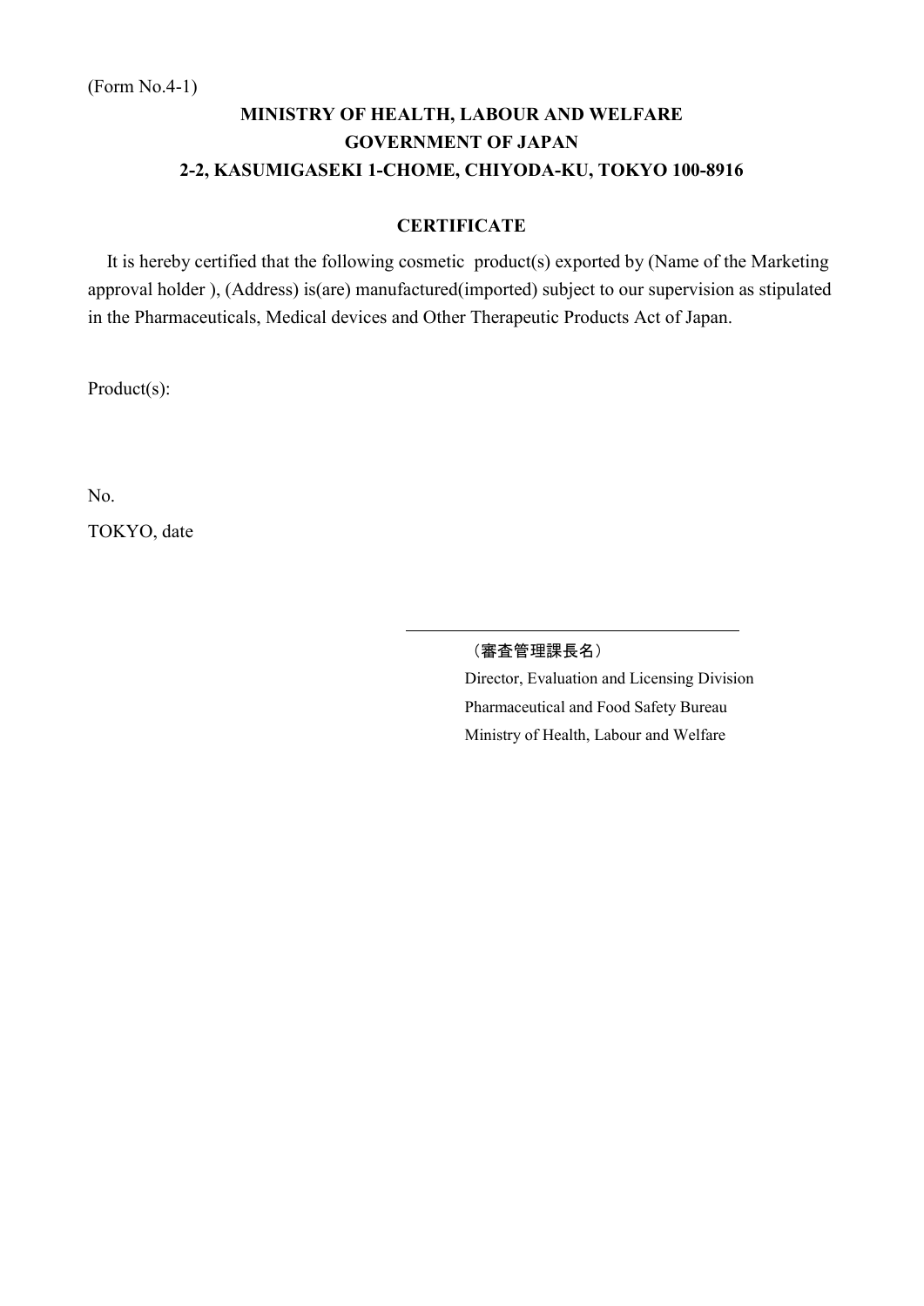(Form No.4-1)

**MINISTRY OF HEALTH, LABOUR AND WELFARE**
**GOVERNMENT OF JAPAN**
**2-2, KASUMIGASEKI 1-CHOME, CHIYODA-KU, TOKYO 100-8916**

**CERTIFICATE**

It is hereby certified that the following cosmetic product(s) exported by (Name of the Marketing approval holder ), (Address) is(are) manufactured(imported) subject to our supervision as stipulated in the Pharmaceuticals, Medical devices and Other Therapeutic Products Act of Japan.

Product(s):

No.

TOKYO, date

______________________________

（審査管理課長名）
Director, Evaluation and Licensing Division
Pharmaceutical and Food Safety Bureau
Ministry of Health, Labour and Welfare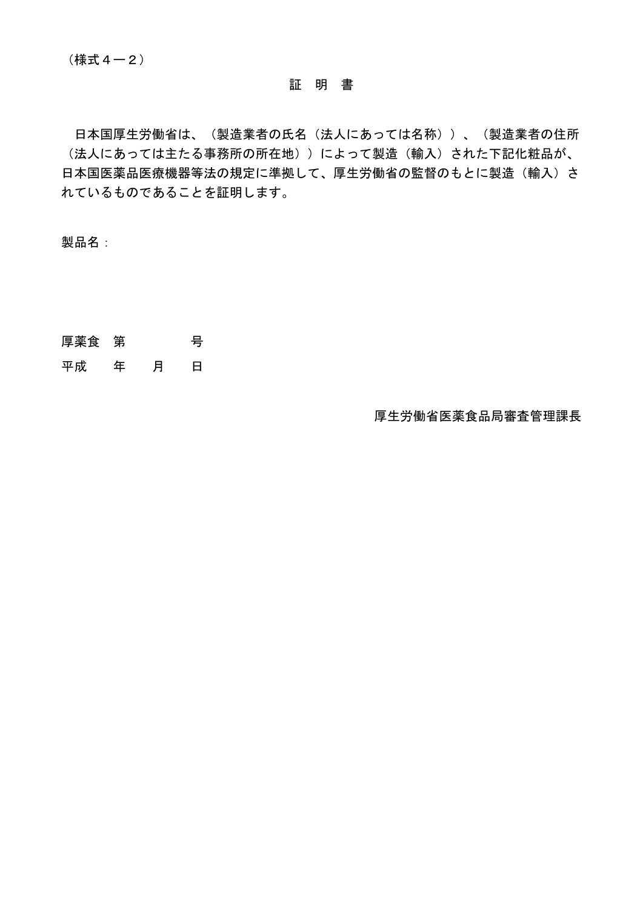（様式４－２）

# 証　明　書

日本国厚生労働省は、（製造業者の氏名（法人にあっては名称））、（製造業者の住所（法人にあっては主たる事務所の所在地））によって製造（輸入）された下記化粧品が、日本国医薬品医療機器等法の規定に準拠して、厚生労働省の監督のもとに製造（輸入）されているものであることを証明します。

製品名：

厚薬食　第　　　　号

平成　　年　　月　　日

厚生労働省医薬食品局審査管理課長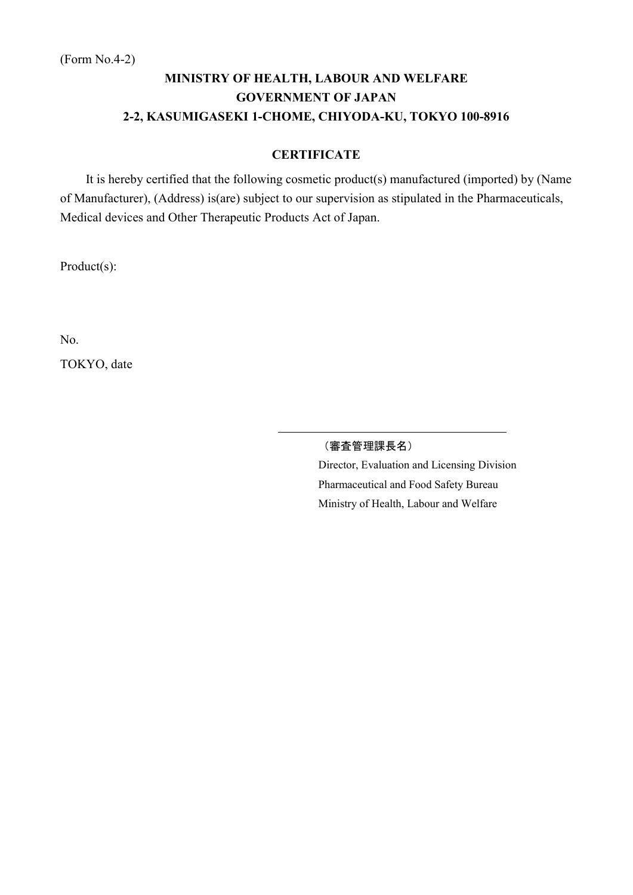(Form No.4-2)

**MINISTRY OF HEALTH, LABOUR AND WELFARE**
**GOVERNMENT OF JAPAN**
**2-2, KASUMIGASEKI 1-CHOME, CHIYODA-KU, TOKYO 100-8916**

**CERTIFICATE**

It is hereby certified that the following cosmetic product(s) manufactured (imported) by (Name of Manufacturer), (Address) is(are) subject to our supervision as stipulated in the Pharmaceuticals, Medical devices and Other Therapeutic Products Act of Japan.

Product(s):

No.

TOKYO, date

\_\_\_\_\_\_\_\_\_\_\_\_\_\_\_\_\_\_\_\_\_\_\_\_\_\_\_\_\_\_\_\_\_\_

（審査管理課長名）

Director, Evaluation and Licensing Division
Pharmaceutical and Food Safety Bureau
Ministry of Health, Labour and Welfare